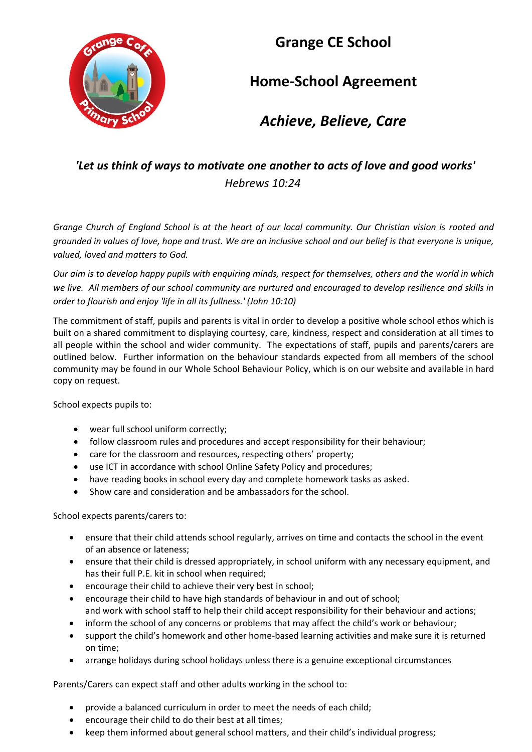# Grange CE School

## Home-School Agreement

## *Achieve, Believe, Care*

***'Let us think of ways to motivate one another to acts of love and good works'***
*Hebrews 10:24*

*Grange Church of England School is at the heart of our local community. Our Christian vision is rooted and grounded in values of love, hope and trust. We are an inclusive school and our belief is that everyone is unique, valued, loved and matters to God.*

*Our aim is to develop happy pupils with enquiring minds, respect for themselves, others and the world in which we live. All members of our school community are nurtured and encouraged to develop resilience and skills in order to flourish and enjoy 'life in all its fullness.' (John 10:10)*

The commitment of staff, pupils and parents is vital in order to develop a positive whole school ethos which is built on a shared commitment to displaying courtesy, care, kindness, respect and consideration at all times to all people within the school and wider community. The expectations of staff, pupils and parents/carers are outlined below. Further information on the behaviour standards expected from all members of the school community may be found in our Whole School Behaviour Policy, which is on our website and available in hard copy on request.

School expects pupils to:

- wear full school uniform correctly;
- follow classroom rules and procedures and accept responsibility for their behaviour;
- care for the classroom and resources, respecting others' property;
- use ICT in accordance with school Online Safety Policy and procedures;
- have reading books in school every day and complete homework tasks as asked.
- Show care and consideration and be ambassadors for the school.

School expects parents/carers to:

- ensure that their child attends school regularly, arrives on time and contacts the school in the event of an absence or lateness;
- ensure that their child is dressed appropriately, in school uniform with any necessary equipment, and has their full P.E. kit in school when required;
- encourage their child to achieve their very best in school;
- encourage their child to have high standards of behaviour in and out of school; and work with school staff to help their child accept responsibility for their behaviour and actions;
- inform the school of any concerns or problems that may affect the child's work or behaviour;
- support the child's homework and other home-based learning activities and make sure it is returned on time;
- arrange holidays during school holidays unless there is a genuine exceptional circumstances

Parents/Carers can expect staff and other adults working in the school to:

- provide a balanced curriculum in order to meet the needs of each child;
- encourage their child to do their best at all times;
- keep them informed about general school matters, and their child's individual progress;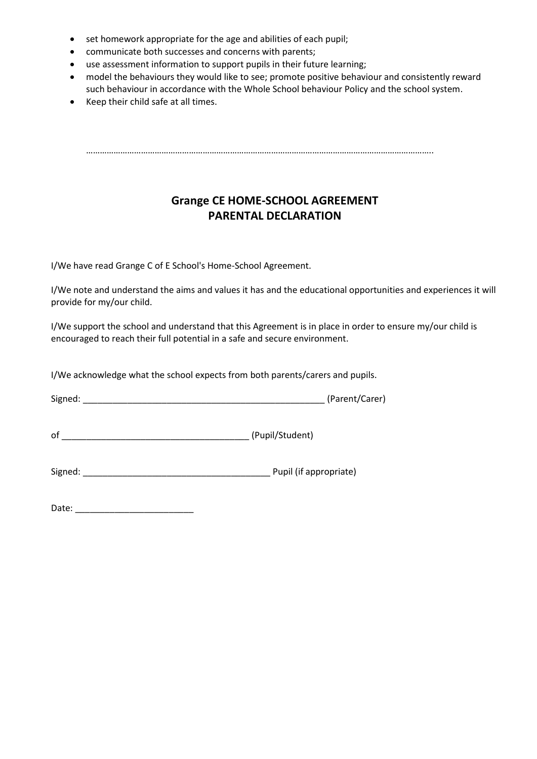- set homework appropriate for the age and abilities of each pupil;
- communicate both successes and concerns with parents;
- use assessment information to support pupils in their future learning;
- model the behaviours they would like to see; promote positive behaviour and consistently reward such behaviour in accordance with the Whole School behaviour Policy and the school system.
- Keep their child safe at all times.

…………………………………………………………………………………………………………………………………………..

## Grange CE HOME-SCHOOL AGREEMENT
## PARENTAL DECLARATION

I/We have read Grange C of E School's Home-School Agreement.

I/We note and understand the aims and values it has and the educational opportunities and experiences it will provide for my/our child.

I/We support the school and understand that this Agreement is in place in order to ensure my/our child is encouraged to reach their full potential in a safe and secure environment.

I/We acknowledge what the school expects from both parents/carers and pupils.

Signed: ___________________________________________________ (Parent/Carer)

of ______________________________________ (Pupil/Student)

Signed: ______________________________________ Pupil (if appropriate)

Date: ________________________